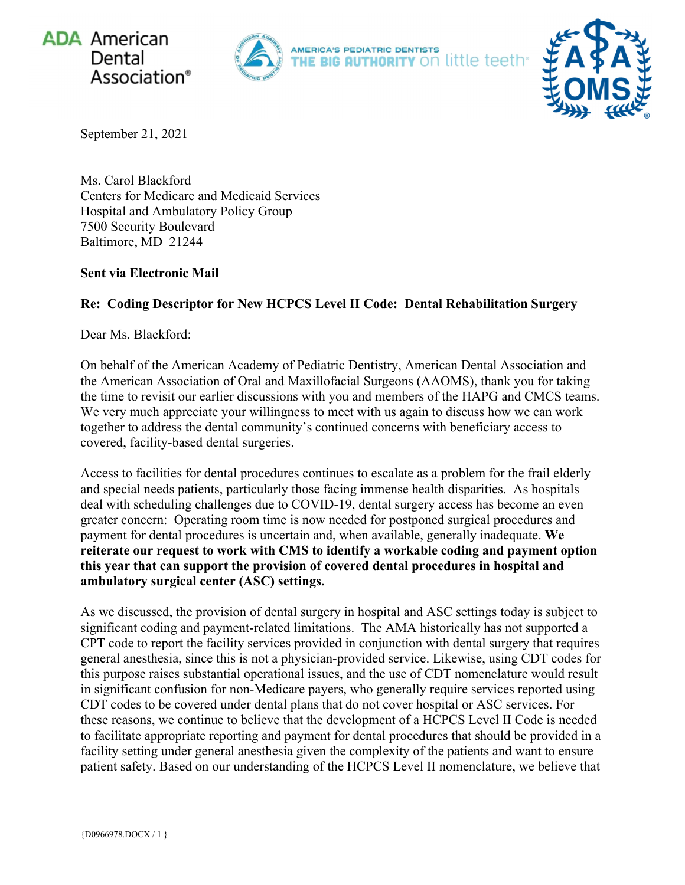ADA American Dental Association®

AMERICA'S PEDIATRIC DENTISTS THE BIG AUTHORITY on little teeth®

AAOMS

September 21, 2021

Ms. Carol Blackford
Centers for Medicare and Medicaid Services
Hospital and Ambulatory Policy Group
7500 Security Boulevard
Baltimore, MD 21244

**Sent via Electronic Mail**

**Re: Coding Descriptor for New HCPCS Level II Code: Dental Rehabilitation Surgery**

Dear Ms. Blackford:

On behalf of the American Academy of Pediatric Dentistry, American Dental Association and the American Association of Oral and Maxillofacial Surgeons (AAOMS), thank you for taking the time to revisit our earlier discussions with you and members of the HAPG and CMCS teams. We very much appreciate your willingness to meet with us again to discuss how we can work together to address the dental community's continued concerns with beneficiary access to covered, facility-based dental surgeries.

Access to facilities for dental procedures continues to escalate as a problem for the frail elderly and special needs patients, particularly those facing immense health disparities. As hospitals deal with scheduling challenges due to COVID-19, dental surgery access has become an even greater concern: Operating room time is now needed for postponed surgical procedures and payment for dental procedures is uncertain and, when available, generally inadequate. **We reiterate our request to work with CMS to identify a workable coding and payment option this year that can support the provision of covered dental procedures in hospital and ambulatory surgical center (ASC) settings.**

As we discussed, the provision of dental surgery in hospital and ASC settings today is subject to significant coding and payment-related limitations. The AMA historically has not supported a CPT code to report the facility services provided in conjunction with dental surgery that requires general anesthesia, since this is not a physician-provided service. Likewise, using CDT codes for this purpose raises substantial operational issues, and the use of CDT nomenclature would result in significant confusion for non-Medicare payers, who generally require services reported using CDT codes to be covered under dental plans that do not cover hospital or ASC services. For these reasons, we continue to believe that the development of a HCPCS Level II Code is needed to facilitate appropriate reporting and payment for dental procedures that should be provided in a facility setting under general anesthesia given the complexity of the patients and want to ensure patient safety. Based on our understanding of the HCPCS Level II nomenclature, we believe that

{D0966978.DOCX / 1 }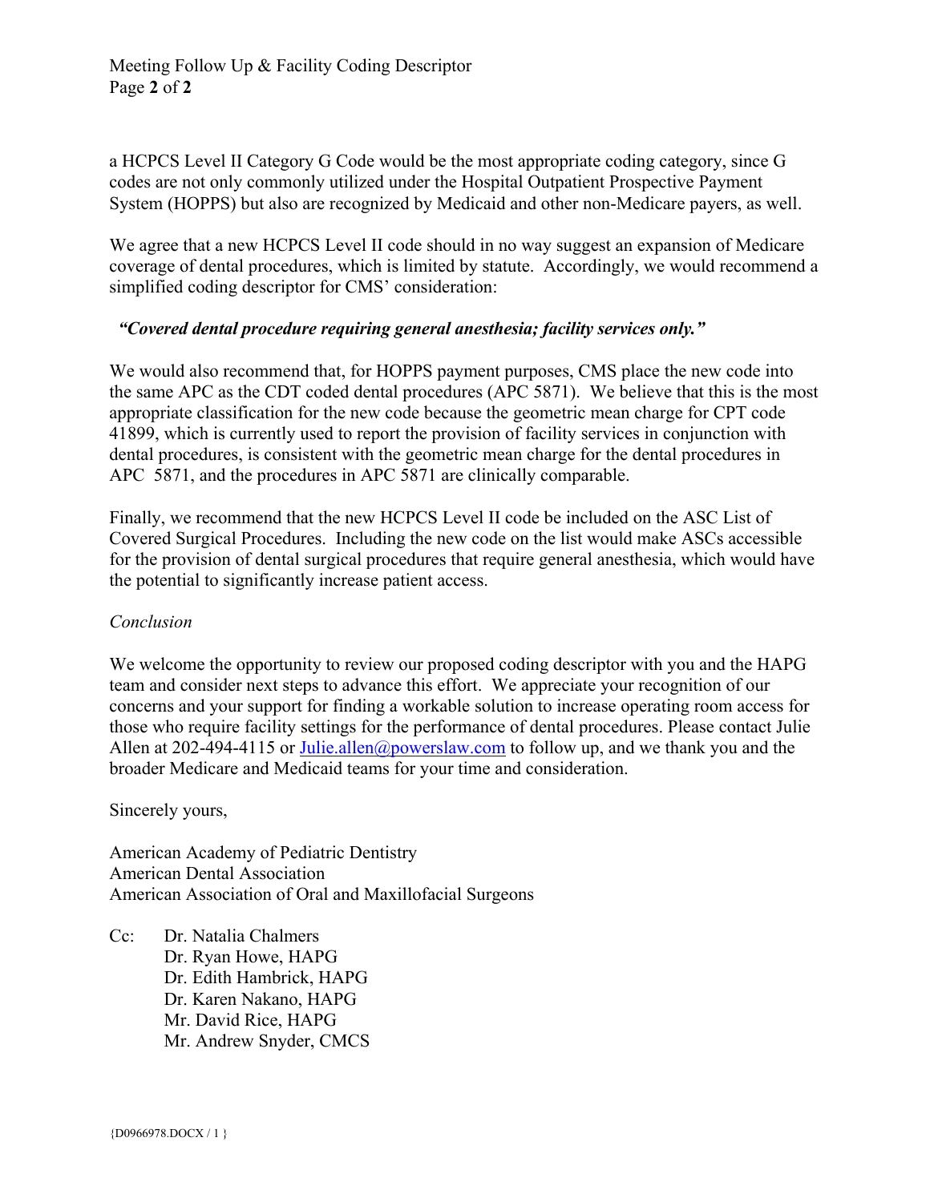a HCPCS Level II Category G Code would be the most appropriate coding category, since G codes are not only commonly utilized under the Hospital Outpatient Prospective Payment System (HOPPS) but also are recognized by Medicaid and other non-Medicare payers, as well.

We agree that a new HCPCS Level II code should in no way suggest an expansion of Medicare coverage of dental procedures, which is limited by statute. Accordingly, we would recommend a simplified coding descriptor for CMS' consideration:

***"Covered dental procedure requiring general anesthesia; facility services only."***

We would also recommend that, for HOPPS payment purposes, CMS place the new code into the same APC as the CDT coded dental procedures (APC 5871). We believe that this is the most appropriate classification for the new code because the geometric mean charge for CPT code 41899, which is currently used to report the provision of facility services in conjunction with dental procedures, is consistent with the geometric mean charge for the dental procedures in APC 5871, and the procedures in APC 5871 are clinically comparable.

Finally, we recommend that the new HCPCS Level II code be included on the ASC List of Covered Surgical Procedures. Including the new code on the list would make ASCs accessible for the provision of dental surgical procedures that require general anesthesia, which would have the potential to significantly increase patient access.

*Conclusion*

We welcome the opportunity to review our proposed coding descriptor with you and the HAPG team and consider next steps to advance this effort. We appreciate your recognition of our concerns and your support for finding a workable solution to increase operating room access for those who require facility settings for the performance of dental procedures. Please contact Julie Allen at 202-494-4115 or [Julie.allen@powerslaw.com](mailto:Julie.allen@powerslaw.com) to follow up, and we thank you and the broader Medicare and Medicaid teams for your time and consideration.

Sincerely yours,

American Academy of Pediatric Dentistry
American Dental Association
American Association of Oral and Maxillofacial Surgeons

Cc: Dr. Natalia Chalmers
Dr. Ryan Howe, HAPG
Dr. Edith Hambrick, HAPG
Dr. Karen Nakano, HAPG
Mr. David Rice, HAPG
Mr. Andrew Snyder, CMCS

{D0966978.DOCX / 1 }